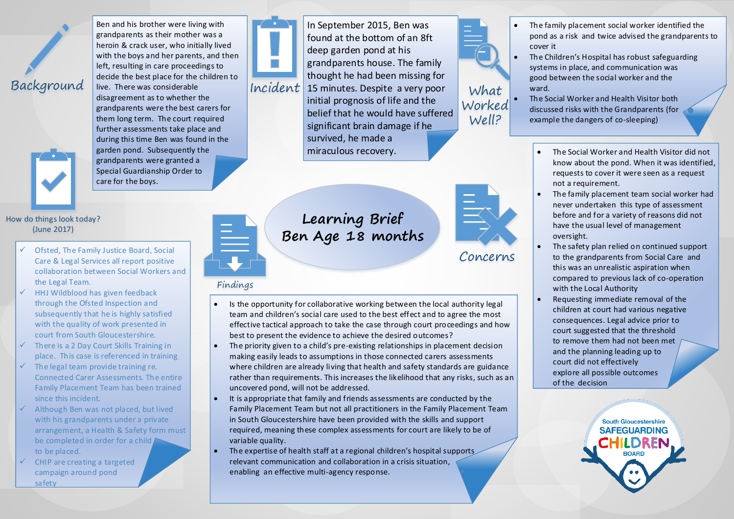# Learning Brief
## Ben Age 18 months

## Background

Ben and his brother were living with grandparents as their mother was a heroin & crack user, who initially lived with the boys and her parents, and then left, resulting in care proceedings to decide the best place for the children to live. There was considerable disagreement as to whether the grandparents were the best carers for them long term. The court required further assessments take place and during this time Ben was found in the garden pond. Subsequently the grandparents were granted a Special Guardianship Order to care for the boys.

## Incident

In September 2015, Ben was found at the bottom of an 8ft deep garden pond at his grandparents house. The family thought he had been missing for 15 minutes. Despite a very poor initial prognosis of life and the belief that he would have suffered significant brain damage if he survived, he made a miraculous recovery.

## What Worked Well?

- The family placement social worker identified the pond as a risk and twice advised the grandparents to cover it
- The Children's Hospital has robust safeguarding systems in place, and communication was good between the social worker and the ward.
- The Social Worker and Health Visitor both discussed risks with the Grandparents (for example the dangers of co-sleeping)

## Concerns

- The Social Worker and Health Visitor did not know about the pond. When it was identified, requests to cover it were seen as a request not a requirement.
- The family placement team social worker had never undertaken this type of assessment before and for a variety of reasons did not have the usual level of management oversight.
- The safety plan relied on continued support to the grandparents from Social Care and this was an unrealistic aspiration when compared to previous lack of co-operation with the Local Authority
- Requesting immediate removal of the children at court had various negative consequences. Legal advice prior to court suggested that the threshold to remove them had not been met and the planning leading up to court did not effectively explore all possible outcomes of the decision

## Findings

- Is the opportunity for collaborative working between the local authority legal team and children's social care used to the best effect and to agree the most effective tactical approach to take the case through court proceedings and how best to present the evidence to achieve the desired outcomes?
- The priority given to a child's pre-existing relationships in placement decision making easily leads to assumptions in those connected carers assessments where children are already living that health and safety standards are guidance rather than requirements. This increases the likelihood that any risks, such as an uncovered pond, will not be addressed.
- It is appropriate that family and friends assessments are conducted by the Family Placement Team but not all practitioners in the Family Placement Team in South Gloucestershire have been provided with the skills and support required, meaning these complex assessments for court are likely to be of variable quality.
- The expertise of health staff at a regional children's hospital supports relevant communication and collaboration in a crisis situation, enabling an effective multi-agency response.

## How do things look today? (June 2017)

- ✓ Ofsted, The Family Justice Board, Social Care & Legal Services all report positive collaboration between Social Workers and the Legal Team.
- ✓ HHJ Wildblood has given feedback through the Ofsted Inspection and subsequently that he is highly satisfied with the quality of work presented in court from South Gloucestershire.
- ✓ There is a 2 Day Court Skills Training in place. This case is referenced in training
- ✓ The legal team provide training re. Connected Carer Assessments. The entire Family Placement Team has been trained since this incident.
- ✓ Although Ben was not placed, but lived with his grandparents under a private arrangement, a Health & Safety form must be completed in order for a child to be placed.
- ✓ CHIP are creating a targeted campaign around pond safety

South Gloucestershire SAFEGUARDING CHILDREN BOARD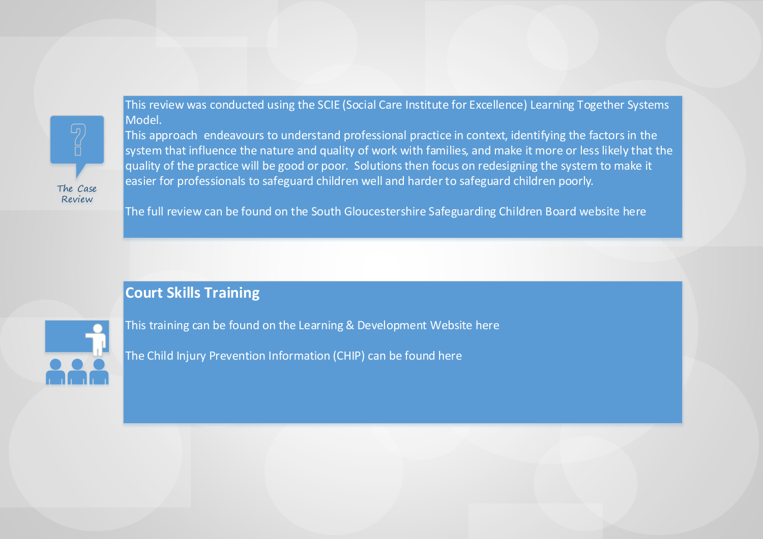The Case Review

This review was conducted using the SCIE (Social Care Institute for Excellence) Learning Together Systems Model.

This approach endeavours to understand professional practice in context, identifying the factors in the system that influence the nature and quality of work with families, and make it more or less likely that the quality of the practice will be good or poor. Solutions then focus on redesigning the system to make it easier for professionals to safeguard children well and harder to safeguard children poorly.

The full review can be found on the South Gloucestershire Safeguarding Children Board website here

## Court Skills Training

This training can be found on the Learning & Development Website here

The Child Injury Prevention Information (CHIP) can be found here